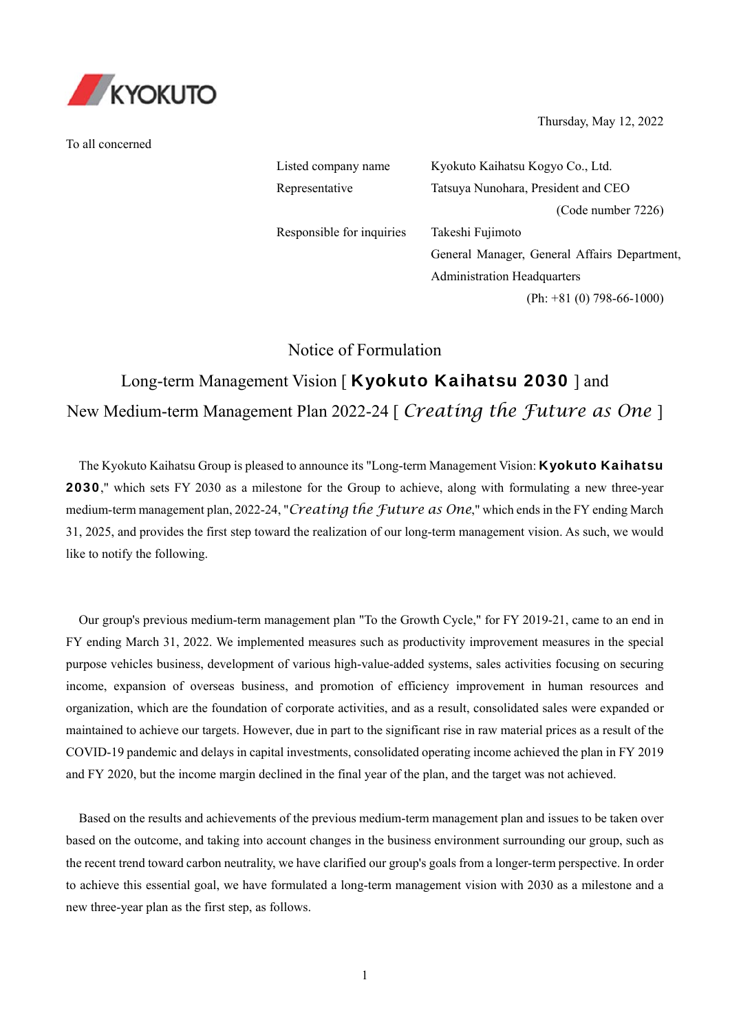KYOKUTO

Thursday, May 12, 2022

To all concerned

| | |
|---|---|
| Listed company name | Kyokuto Kaihatsu Kogyo Co., Ltd. |
| Representative | Tatsuya Nunohara, President and CEO |
| | (Code number 7226) |
| Responsible for inquiries | Takeshi Fujimoto |
| | General Manager, General Affairs Department, Administration Headquarters |
| | (Ph: +81 (0) 798-66-1000) |

# Notice of Formulation

# Long-term Management Vision [ **Kyokuto Kaihatsu 2030** ] and New Medium-term Management Plan 2022-24 [ *Creating the Future as One* ]

The Kyokuto Kaihatsu Group is pleased to announce its "Long-term Management Vision: **Kyokuto Kaihatsu 2030**," which sets FY 2030 as a milestone for the Group to achieve, along with formulating a new three-year medium-term management plan, 2022-24, "*Creating the Future as One*," which ends in the FY ending March 31, 2025, and provides the first step toward the realization of our long-term management vision. As such, we would like to notify the following.

Our group's previous medium-term management plan "To the Growth Cycle," for FY 2019-21, came to an end in FY ending March 31, 2022. We implemented measures such as productivity improvement measures in the special purpose vehicles business, development of various high-value-added systems, sales activities focusing on securing income, expansion of overseas business, and promotion of efficiency improvement in human resources and organization, which are the foundation of corporate activities, and as a result, consolidated sales were expanded or maintained to achieve our targets. However, due in part to the significant rise in raw material prices as a result of the COVID-19 pandemic and delays in capital investments, consolidated operating income achieved the plan in FY 2019 and FY 2020, but the income margin declined in the final year of the plan, and the target was not achieved.

Based on the results and achievements of the previous medium-term management plan and issues to be taken over based on the outcome, and taking into account changes in the business environment surrounding our group, such as the recent trend toward carbon neutrality, we have clarified our group's goals from a longer-term perspective. In order to achieve this essential goal, we have formulated a long-term management vision with 2030 as a milestone and a new three-year plan as the first step, as follows.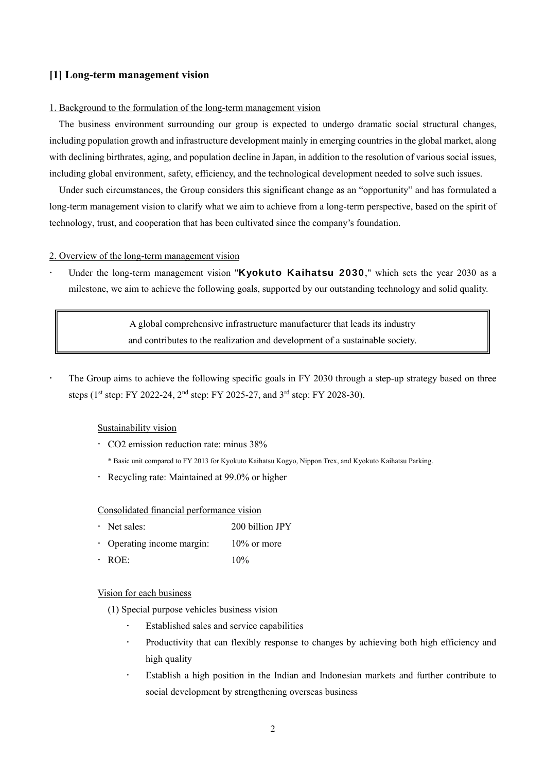## [1] Long-term management vision

1. Background to the formulation of the long-term management vision

The business environment surrounding our group is expected to undergo dramatic social structural changes, including population growth and infrastructure development mainly in emerging countries in the global market, along with declining birthrates, aging, and population decline in Japan, in addition to the resolution of various social issues, including global environment, safety, efficiency, and the technological development needed to solve such issues.

Under such circumstances, the Group considers this significant change as an "opportunity" and has formulated a long-term management vision to clarify what we aim to achieve from a long-term perspective, based on the spirit of technology, trust, and cooperation that has been cultivated since the company's foundation.

2. Overview of the long-term management vision

- Under the long-term management vision "**Kyokuto Kaihatsu 2030**," which sets the year 2030 as a milestone, we aim to achieve the following goals, supported by our outstanding technology and solid quality.

> A global comprehensive infrastructure manufacturer that leads its industry
> and contributes to the realization and development of a sustainable society.

- The Group aims to achieve the following specific goals in FY 2030 through a step-up strategy based on three steps (1st step: FY 2022-24, 2nd step: FY 2025-27, and 3rd step: FY 2028-30).

Sustainability vision

- $CO_2$ emission reduction rate: minus 38%
  
  \* Basic unit compared to FY 2013 for Kyokuto Kaihatsu Kogyo, Nippon Trex, and Kyokuto Kaihatsu Parking.
- Recycling rate: Maintained at 99.0% or higher

Consolidated financial performance vision

- Net sales: 200 billion JPY
- Operating income margin: 10% or more
- ROE: 10%

Vision for each business

(1) Special purpose vehicles business vision

- Established sales and service capabilities
- Productivity that can flexibly response to changes by achieving both high efficiency and high quality
- Establish a high position in the Indian and Indonesian markets and further contribute to social development by strengthening overseas business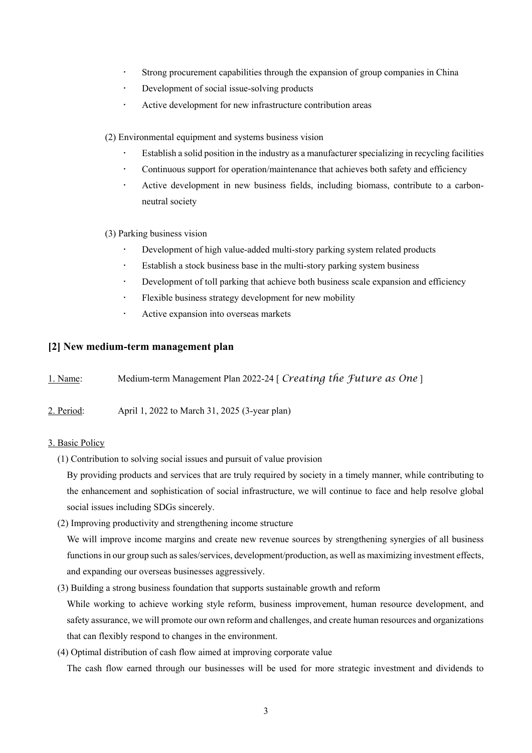- Strong procurement capabilities through the expansion of group companies in China
- Development of social issue-solving products
- Active development for new infrastructure contribution areas

(2) Environmental equipment and systems business vision

- Establish a solid position in the industry as a manufacturer specializing in recycling facilities
- Continuous support for operation/maintenance that achieves both safety and efficiency
- Active development in new business fields, including biomass, contribute to a carbon-neutral society

(3) Parking business vision

- Development of high value-added multi-story parking system related products
- Establish a stock business base in the multi-story parking system business
- Development of toll parking that achieve both business scale expansion and efficiency
- Flexible business strategy development for new mobility
- Active expansion into overseas markets

## [2] New medium-term management plan

1. Name: Medium-term Management Plan 2022-24 [ *Creating the Future as One* ]

2. Period: April 1, 2022 to March 31, 2025 (3-year plan)

3. Basic Policy

(1) Contribution to solving social issues and pursuit of value provision

By providing products and services that are truly required by society in a timely manner, while contributing to the enhancement and sophistication of social infrastructure, we will continue to face and help resolve global social issues including SDGs sincerely.

(2) Improving productivity and strengthening income structure

We will improve income margins and create new revenue sources by strengthening synergies of all business functions in our group such as sales/services, development/production, as well as maximizing investment effects, and expanding our overseas businesses aggressively.

(3) Building a strong business foundation that supports sustainable growth and reform

While working to achieve working style reform, business improvement, human resource development, and safety assurance, we will promote our own reform and challenges, and create human resources and organizations that can flexibly respond to changes in the environment.

(4) Optimal distribution of cash flow aimed at improving corporate value

The cash flow earned through our businesses will be used for more strategic investment and dividends to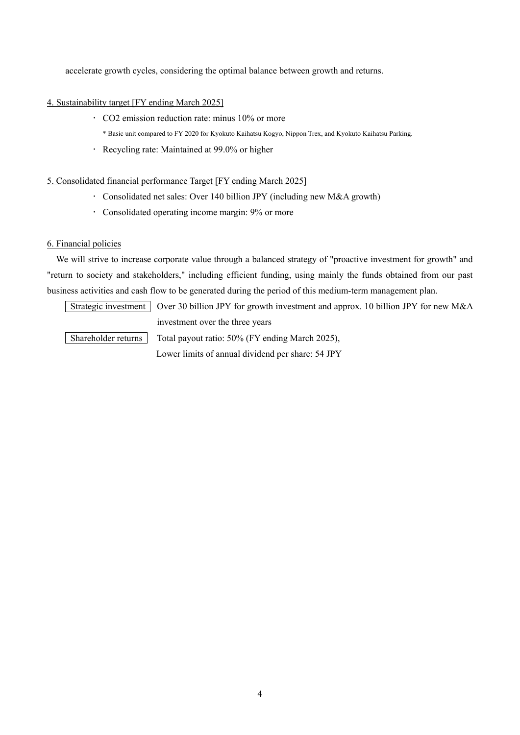accelerate growth cycles, considering the optimal balance between growth and returns.

4. Sustainability target [FY ending March 2025]

- $CO_2$ emission reduction rate: minus 10% or more
  * Basic unit compared to FY 2020 for Kyokuto Kaihatsu Kogyo, Nippon Trex, and Kyokuto Kaihatsu Parking.
- Recycling rate: Maintained at 99.0% or higher

5. Consolidated financial performance Target [FY ending March 2025]

- Consolidated net sales: Over 140 billion JPY (including new M&A growth)
- Consolidated operating income margin: 9% or more

6. Financial policies

We will strive to increase corporate value through a balanced strategy of "proactive investment for growth" and "return to society and stakeholders," including efficient funding, using mainly the funds obtained from our past business activities and cash flow to be generated during the period of this medium-term management plan.

| | |
|---|---|
| Strategic investment | Over 30 billion JPY for growth investment and approx. 10 billion JPY for new M&A investment over the three years |
| Shareholder returns | Total payout ratio: 50% (FY ending March 2025),<br>Lower limits of annual dividend per share: 54 JPY |